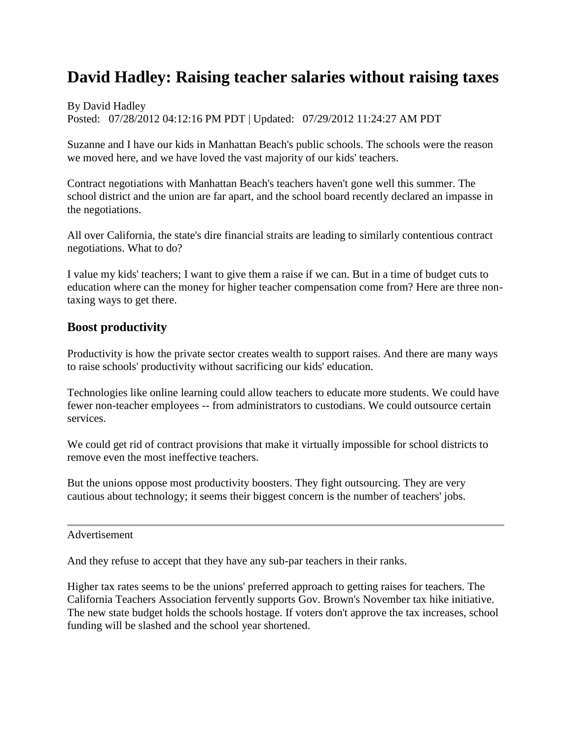# David Hadley: Raising teacher salaries without raising taxes

By David Hadley
Posted: 07/28/2012 04:12:16 PM PDT | Updated: 07/29/2012 11:24:27 AM PDT

Suzanne and I have our kids in Manhattan Beach's public schools. The schools were the reason we moved here, and we have loved the vast majority of our kids' teachers.

Contract negotiations with Manhattan Beach's teachers haven't gone well this summer. The school district and the union are far apart, and the school board recently declared an impasse in the negotiations.

All over California, the state's dire financial straits are leading to similarly contentious contract negotiations. What to do?

I value my kids' teachers; I want to give them a raise if we can. But in a time of budget cuts to education where can the money for higher teacher compensation come from? Here are three non-taxing ways to get there.

## Boost productivity

Productivity is how the private sector creates wealth to support raises. And there are many ways to raise schools' productivity without sacrificing our kids' education.

Technologies like online learning could allow teachers to educate more students. We could have fewer non-teacher employees -- from administrators to custodians. We could outsource certain services.

We could get rid of contract provisions that make it virtually impossible for school districts to remove even the most ineffective teachers.

But the unions oppose most productivity boosters. They fight outsourcing. They are very cautious about technology; it seems their biggest concern is the number of teachers' jobs.

---

Advertisement

And they refuse to accept that they have any sub-par teachers in their ranks.

Higher tax rates seems to be the unions' preferred approach to getting raises for teachers. The California Teachers Association fervently supports Gov. Brown's November tax hike initiative. The new state budget holds the schools hostage. If voters don't approve the tax increases, school funding will be slashed and the school year shortened.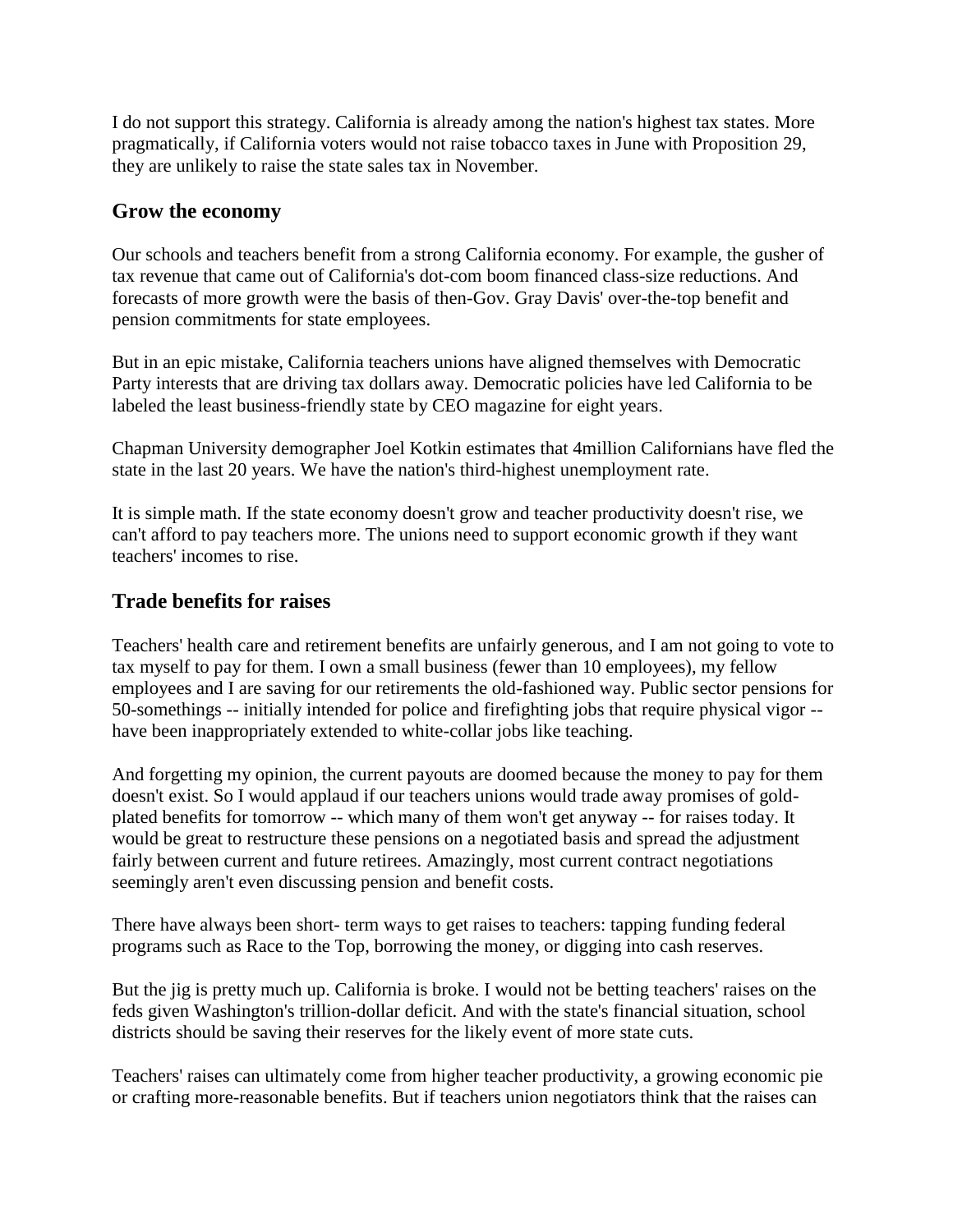I do not support this strategy. California is already among the nation's highest tax states. More pragmatically, if California voters would not raise tobacco taxes in June with Proposition 29, they are unlikely to raise the state sales tax in November.

## Grow the economy

Our schools and teachers benefit from a strong California economy. For example, the gusher of tax revenue that came out of California's dot-com boom financed class-size reductions. And forecasts of more growth were the basis of then-Gov. Gray Davis' over-the-top benefit and pension commitments for state employees.

But in an epic mistake, California teachers unions have aligned themselves with Democratic Party interests that are driving tax dollars away. Democratic policies have led California to be labeled the least business-friendly state by CEO magazine for eight years.

Chapman University demographer Joel Kotkin estimates that 4million Californians have fled the state in the last 20 years. We have the nation's third-highest unemployment rate.

It is simple math. If the state economy doesn't grow and teacher productivity doesn't rise, we can't afford to pay teachers more. The unions need to support economic growth if they want teachers' incomes to rise.

## Trade benefits for raises

Teachers' health care and retirement benefits are unfairly generous, and I am not going to vote to tax myself to pay for them. I own a small business (fewer than 10 employees), my fellow employees and I are saving for our retirements the old-fashioned way. Public sector pensions for 50-somethings -- initially intended for police and firefighting jobs that require physical vigor -- have been inappropriately extended to white-collar jobs like teaching.

And forgetting my opinion, the current payouts are doomed because the money to pay for them doesn't exist. So I would applaud if our teachers unions would trade away promises of gold-plated benefits for tomorrow -- which many of them won't get anyway -- for raises today. It would be great to restructure these pensions on a negotiated basis and spread the adjustment fairly between current and future retirees. Amazingly, most current contract negotiations seemingly aren't even discussing pension and benefit costs.

There have always been short- term ways to get raises to teachers: tapping funding federal programs such as Race to the Top, borrowing the money, or digging into cash reserves.

But the jig is pretty much up. California is broke. I would not be betting teachers' raises on the feds given Washington's trillion-dollar deficit. And with the state's financial situation, school districts should be saving their reserves for the likely event of more state cuts.

Teachers' raises can ultimately come from higher teacher productivity, a growing economic pie or crafting more-reasonable benefits. But if teachers union negotiators think that the raises can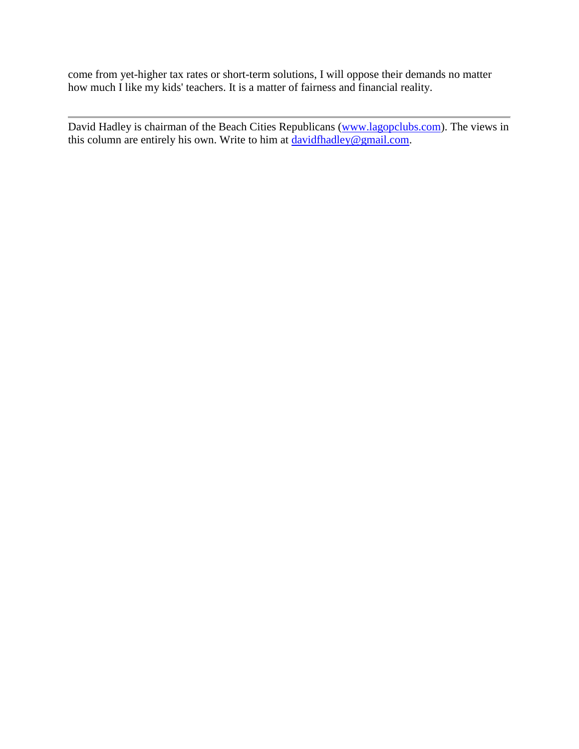come from yet-higher tax rates or short-term solutions, I will oppose their demands no matter how much I like my kids' teachers. It is a matter of fairness and financial reality.

---

David Hadley is chairman of the Beach Cities Republicans ([www.lagopclubs.com](http://www.lagopclubs.com)). The views in this column are entirely his own. Write to him at [davidfhadley@gmail.com](mailto:davidfhadley@gmail.com).